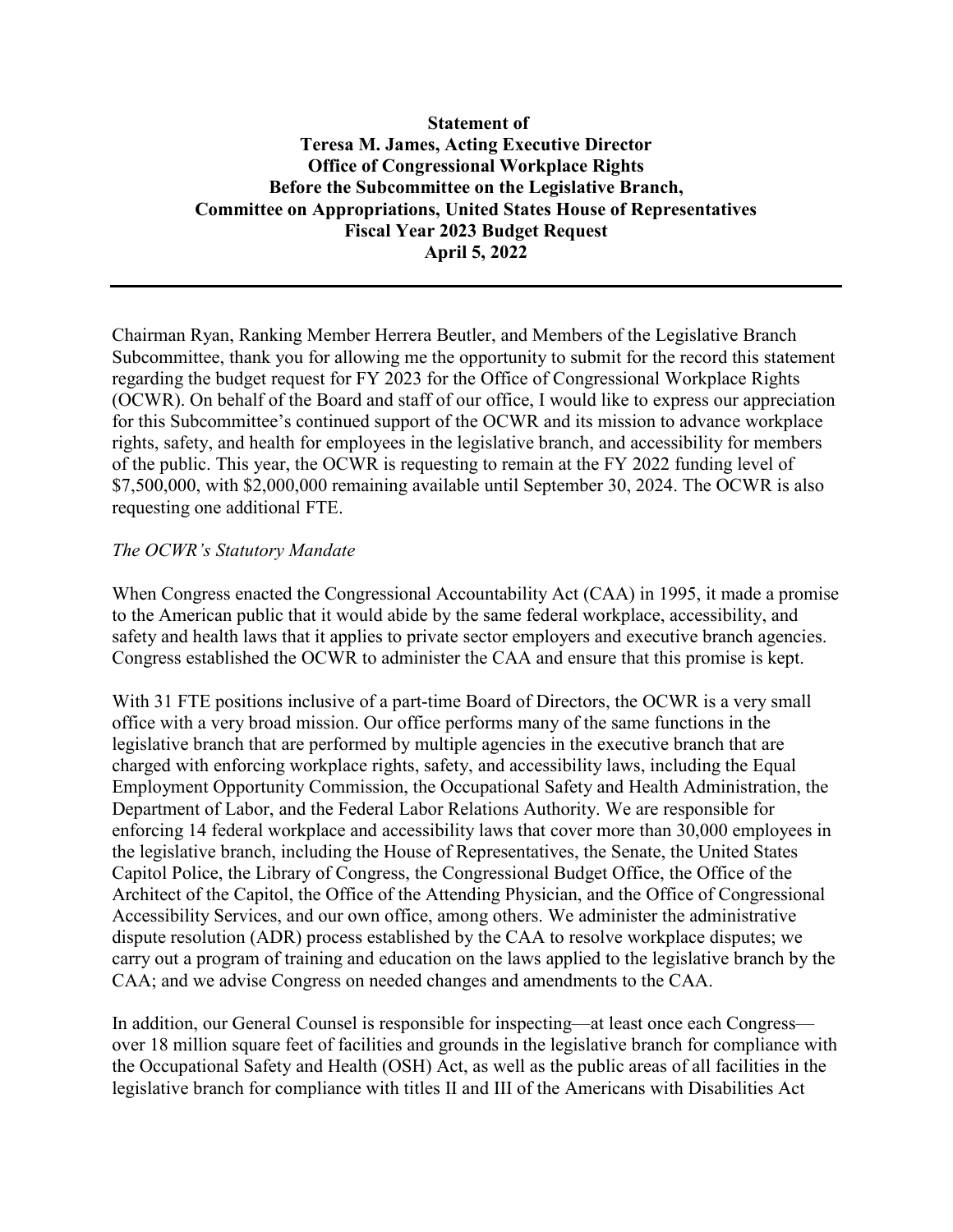**Statement of**
**Teresa M. James, Acting Executive Director**
**Office of Congressional Workplace Rights**
**Before the Subcommittee on the Legislative Branch,**
**Committee on Appropriations, United States House of Representatives**
**Fiscal Year 2023 Budget Request**
**April 5, 2022**

---

Chairman Ryan, Ranking Member Herrera Beutler, and Members of the Legislative Branch Subcommittee, thank you for allowing me the opportunity to submit for the record this statement regarding the budget request for FY 2023 for the Office of Congressional Workplace Rights (OCWR). On behalf of the Board and staff of our office, I would like to express our appreciation for this Subcommittee's continued support of the OCWR and its mission to advance workplace rights, safety, and health for employees in the legislative branch, and accessibility for members of the public. This year, the OCWR is requesting to remain at the FY 2022 funding level of $7,500,000, with $2,000,000 remaining available until September 30, 2024. The OCWR is also requesting one additional FTE.

*The OCWR's Statutory Mandate*

When Congress enacted the Congressional Accountability Act (CAA) in 1995, it made a promise to the American public that it would abide by the same federal workplace, accessibility, and safety and health laws that it applies to private sector employers and executive branch agencies. Congress established the OCWR to administer the CAA and ensure that this promise is kept.

With 31 FTE positions inclusive of a part-time Board of Directors, the OCWR is a very small office with a very broad mission. Our office performs many of the same functions in the legislative branch that are performed by multiple agencies in the executive branch that are charged with enforcing workplace rights, safety, and accessibility laws, including the Equal Employment Opportunity Commission, the Occupational Safety and Health Administration, the Department of Labor, and the Federal Labor Relations Authority. We are responsible for enforcing 14 federal workplace and accessibility laws that cover more than 30,000 employees in the legislative branch, including the House of Representatives, the Senate, the United States Capitol Police, the Library of Congress, the Congressional Budget Office, the Office of the Architect of the Capitol, the Office of the Attending Physician, and the Office of Congressional Accessibility Services, and our own office, among others. We administer the administrative dispute resolution (ADR) process established by the CAA to resolve workplace disputes; we carry out a program of training and education on the laws applied to the legislative branch by the CAA; and we advise Congress on needed changes and amendments to the CAA.

In addition, our General Counsel is responsible for inspecting—at least once each Congress—over 18 million square feet of facilities and grounds in the legislative branch for compliance with the Occupational Safety and Health (OSH) Act, as well as the public areas of all facilities in the legislative branch for compliance with titles II and III of the Americans with Disabilities Act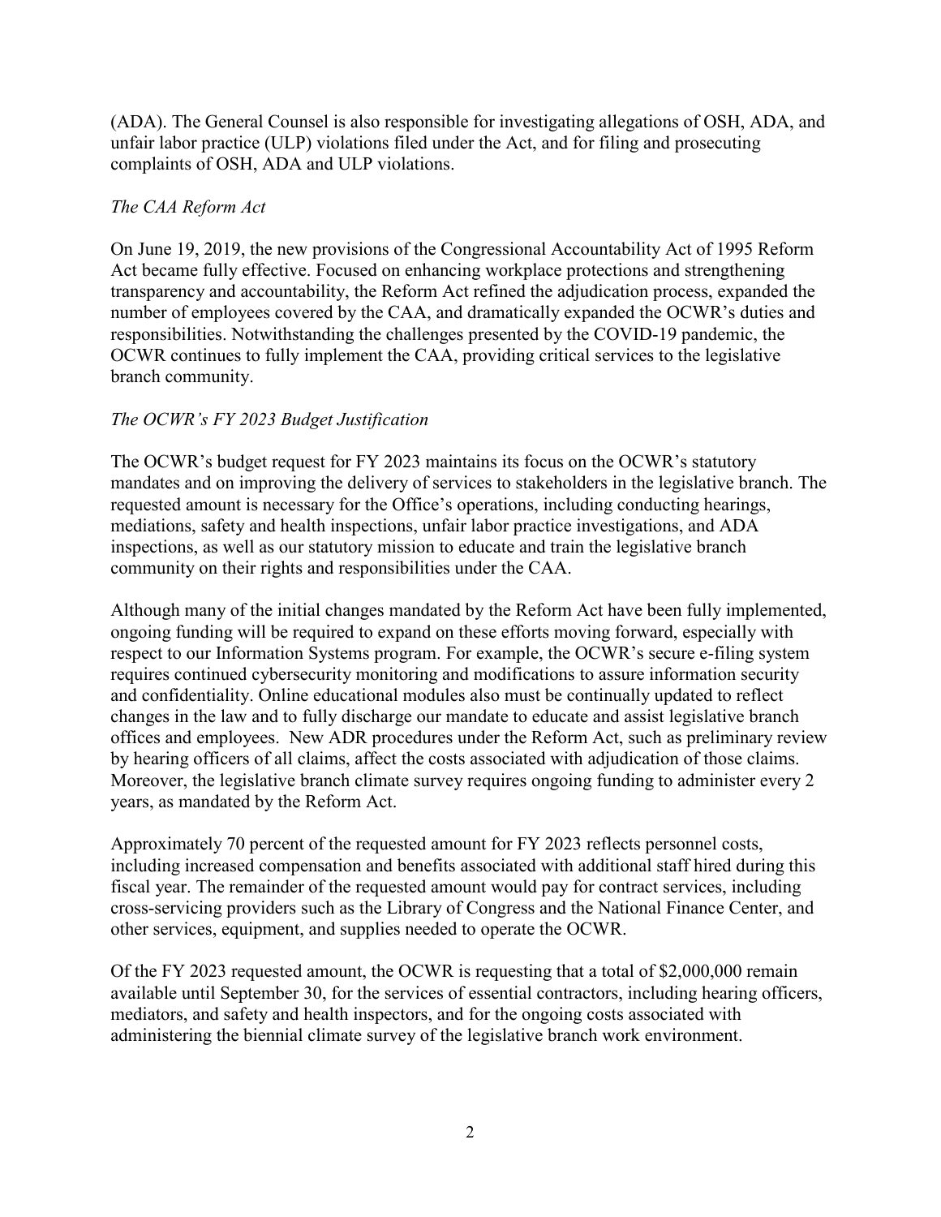(ADA). The General Counsel is also responsible for investigating allegations of OSH, ADA, and unfair labor practice (ULP) violations filed under the Act, and for filing and prosecuting complaints of OSH, ADA and ULP violations.

*The CAA Reform Act*

On June 19, 2019, the new provisions of the Congressional Accountability Act of 1995 Reform Act became fully effective. Focused on enhancing workplace protections and strengthening transparency and accountability, the Reform Act refined the adjudication process, expanded the number of employees covered by the CAA, and dramatically expanded the OCWR's duties and responsibilities. Notwithstanding the challenges presented by the COVID-19 pandemic, the OCWR continues to fully implement the CAA, providing critical services to the legislative branch community.

*The OCWR's FY 2023 Budget Justification*

The OCWR's budget request for FY 2023 maintains its focus on the OCWR's statutory mandates and on improving the delivery of services to stakeholders in the legislative branch. The requested amount is necessary for the Office's operations, including conducting hearings, mediations, safety and health inspections, unfair labor practice investigations, and ADA inspections, as well as our statutory mission to educate and train the legislative branch community on their rights and responsibilities under the CAA.

Although many of the initial changes mandated by the Reform Act have been fully implemented, ongoing funding will be required to expand on these efforts moving forward, especially with respect to our Information Systems program. For example, the OCWR's secure e-filing system requires continued cybersecurity monitoring and modifications to assure information security and confidentiality. Online educational modules also must be continually updated to reflect changes in the law and to fully discharge our mandate to educate and assist legislative branch offices and employees. New ADR procedures under the Reform Act, such as preliminary review by hearing officers of all claims, affect the costs associated with adjudication of those claims. Moreover, the legislative branch climate survey requires ongoing funding to administer every 2 years, as mandated by the Reform Act.

Approximately 70 percent of the requested amount for FY 2023 reflects personnel costs, including increased compensation and benefits associated with additional staff hired during this fiscal year. The remainder of the requested amount would pay for contract services, including cross-servicing providers such as the Library of Congress and the National Finance Center, and other services, equipment, and supplies needed to operate the OCWR.

Of the FY 2023 requested amount, the OCWR is requesting that a total of $2,000,000 remain available until September 30, for the services of essential contractors, including hearing officers, mediators, and safety and health inspectors, and for the ongoing costs associated with administering the biennial climate survey of the legislative branch work environment.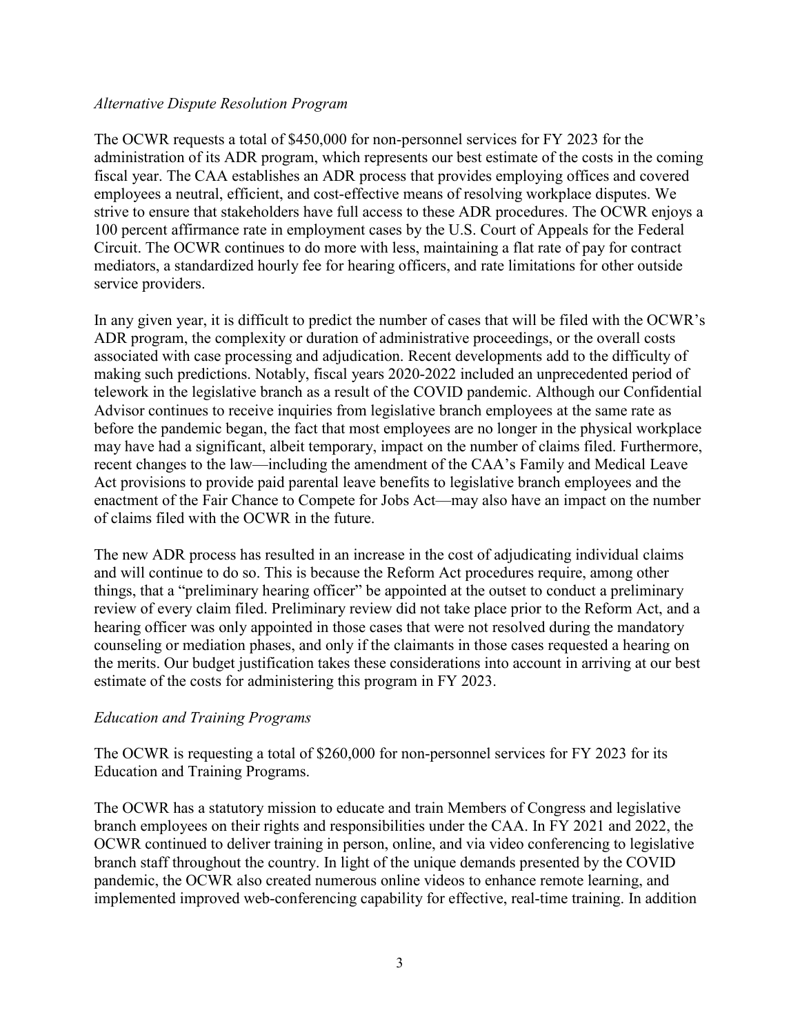*Alternative Dispute Resolution Program*

The OCWR requests a total of $450,000 for non-personnel services for FY 2023 for the administration of its ADR program, which represents our best estimate of the costs in the coming fiscal year. The CAA establishes an ADR process that provides employing offices and covered employees a neutral, efficient, and cost-effective means of resolving workplace disputes. We strive to ensure that stakeholders have full access to these ADR procedures. The OCWR enjoys a 100 percent affirmance rate in employment cases by the U.S. Court of Appeals for the Federal Circuit. The OCWR continues to do more with less, maintaining a flat rate of pay for contract mediators, a standardized hourly fee for hearing officers, and rate limitations for other outside service providers.

In any given year, it is difficult to predict the number of cases that will be filed with the OCWR's ADR program, the complexity or duration of administrative proceedings, or the overall costs associated with case processing and adjudication. Recent developments add to the difficulty of making such predictions. Notably, fiscal years 2020-2022 included an unprecedented period of telework in the legislative branch as a result of the COVID pandemic. Although our Confidential Advisor continues to receive inquiries from legislative branch employees at the same rate as before the pandemic began, the fact that most employees are no longer in the physical workplace may have had a significant, albeit temporary, impact on the number of claims filed. Furthermore, recent changes to the law—including the amendment of the CAA's Family and Medical Leave Act provisions to provide paid parental leave benefits to legislative branch employees and the enactment of the Fair Chance to Compete for Jobs Act—may also have an impact on the number of claims filed with the OCWR in the future.

The new ADR process has resulted in an increase in the cost of adjudicating individual claims and will continue to do so. This is because the Reform Act procedures require, among other things, that a "preliminary hearing officer" be appointed at the outset to conduct a preliminary review of every claim filed. Preliminary review did not take place prior to the Reform Act, and a hearing officer was only appointed in those cases that were not resolved during the mandatory counseling or mediation phases, and only if the claimants in those cases requested a hearing on the merits. Our budget justification takes these considerations into account in arriving at our best estimate of the costs for administering this program in FY 2023.

*Education and Training Programs*

The OCWR is requesting a total of $260,000 for non-personnel services for FY 2023 for its Education and Training Programs.

The OCWR has a statutory mission to educate and train Members of Congress and legislative branch employees on their rights and responsibilities under the CAA. In FY 2021 and 2022, the OCWR continued to deliver training in person, online, and via video conferencing to legislative branch staff throughout the country. In light of the unique demands presented by the COVID pandemic, the OCWR also created numerous online videos to enhance remote learning, and implemented improved web-conferencing capability for effective, real-time training. In addition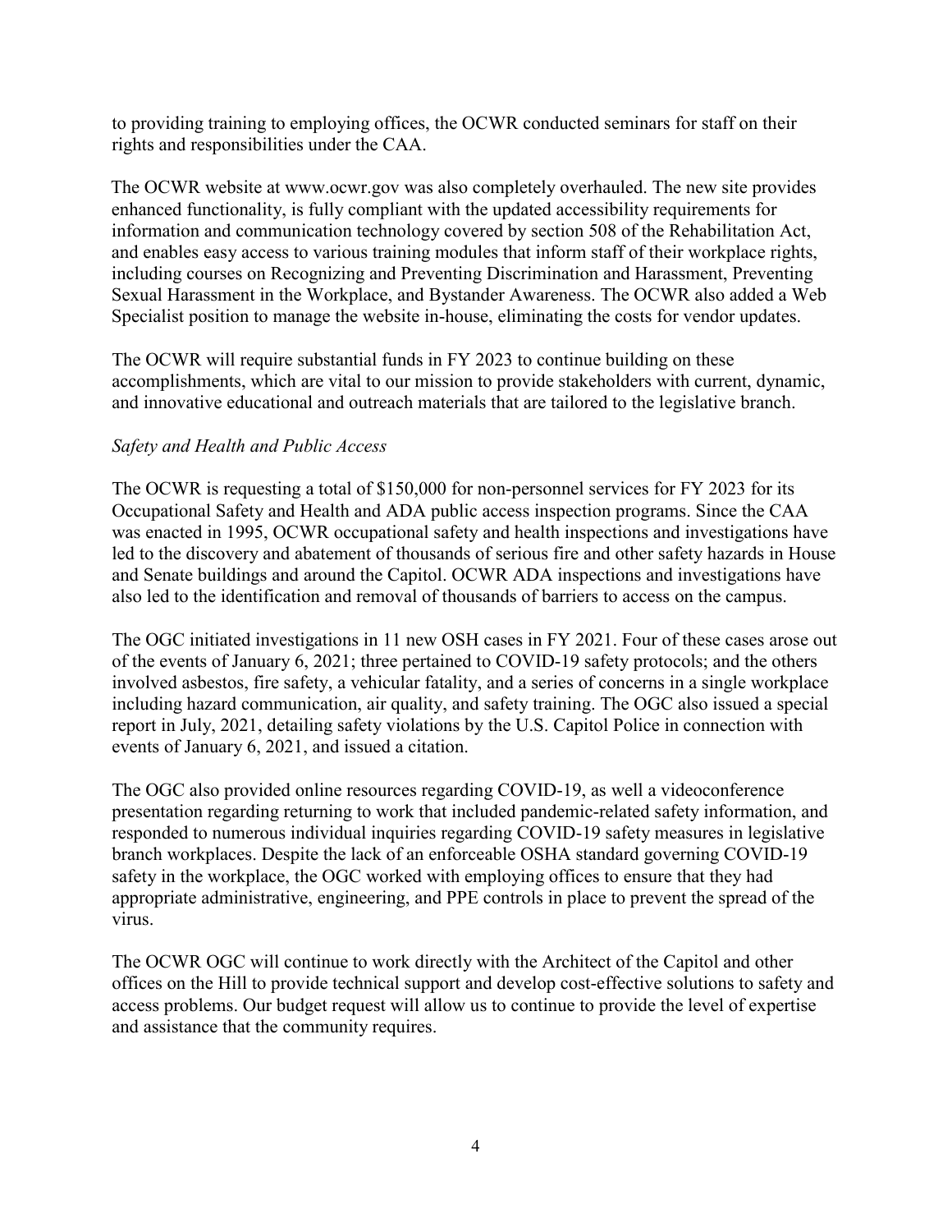to providing training to employing offices, the OCWR conducted seminars for staff on their rights and responsibilities under the CAA.

The OCWR website at www.ocwr.gov was also completely overhauled. The new site provides enhanced functionality, is fully compliant with the updated accessibility requirements for information and communication technology covered by section 508 of the Rehabilitation Act, and enables easy access to various training modules that inform staff of their workplace rights, including courses on Recognizing and Preventing Discrimination and Harassment, Preventing Sexual Harassment in the Workplace, and Bystander Awareness. The OCWR also added a Web Specialist position to manage the website in-house, eliminating the costs for vendor updates.

The OCWR will require substantial funds in FY 2023 to continue building on these accomplishments, which are vital to our mission to provide stakeholders with current, dynamic, and innovative educational and outreach materials that are tailored to the legislative branch.

*Safety and Health and Public Access*

The OCWR is requesting a total of $150,000 for non-personnel services for FY 2023 for its Occupational Safety and Health and ADA public access inspection programs. Since the CAA was enacted in 1995, OCWR occupational safety and health inspections and investigations have led to the discovery and abatement of thousands of serious fire and other safety hazards in House and Senate buildings and around the Capitol. OCWR ADA inspections and investigations have also led to the identification and removal of thousands of barriers to access on the campus.

The OGC initiated investigations in 11 new OSH cases in FY 2021. Four of these cases arose out of the events of January 6, 2021; three pertained to COVID-19 safety protocols; and the others involved asbestos, fire safety, a vehicular fatality, and a series of concerns in a single workplace including hazard communication, air quality, and safety training. The OGC also issued a special report in July, 2021, detailing safety violations by the U.S. Capitol Police in connection with events of January 6, 2021, and issued a citation.

The OGC also provided online resources regarding COVID-19, as well a videoconference presentation regarding returning to work that included pandemic-related safety information, and responded to numerous individual inquiries regarding COVID-19 safety measures in legislative branch workplaces. Despite the lack of an enforceable OSHA standard governing COVID-19 safety in the workplace, the OGC worked with employing offices to ensure that they had appropriate administrative, engineering, and PPE controls in place to prevent the spread of the virus.

The OCWR OGC will continue to work directly with the Architect of the Capitol and other offices on the Hill to provide technical support and develop cost-effective solutions to safety and access problems. Our budget request will allow us to continue to provide the level of expertise and assistance that the community requires.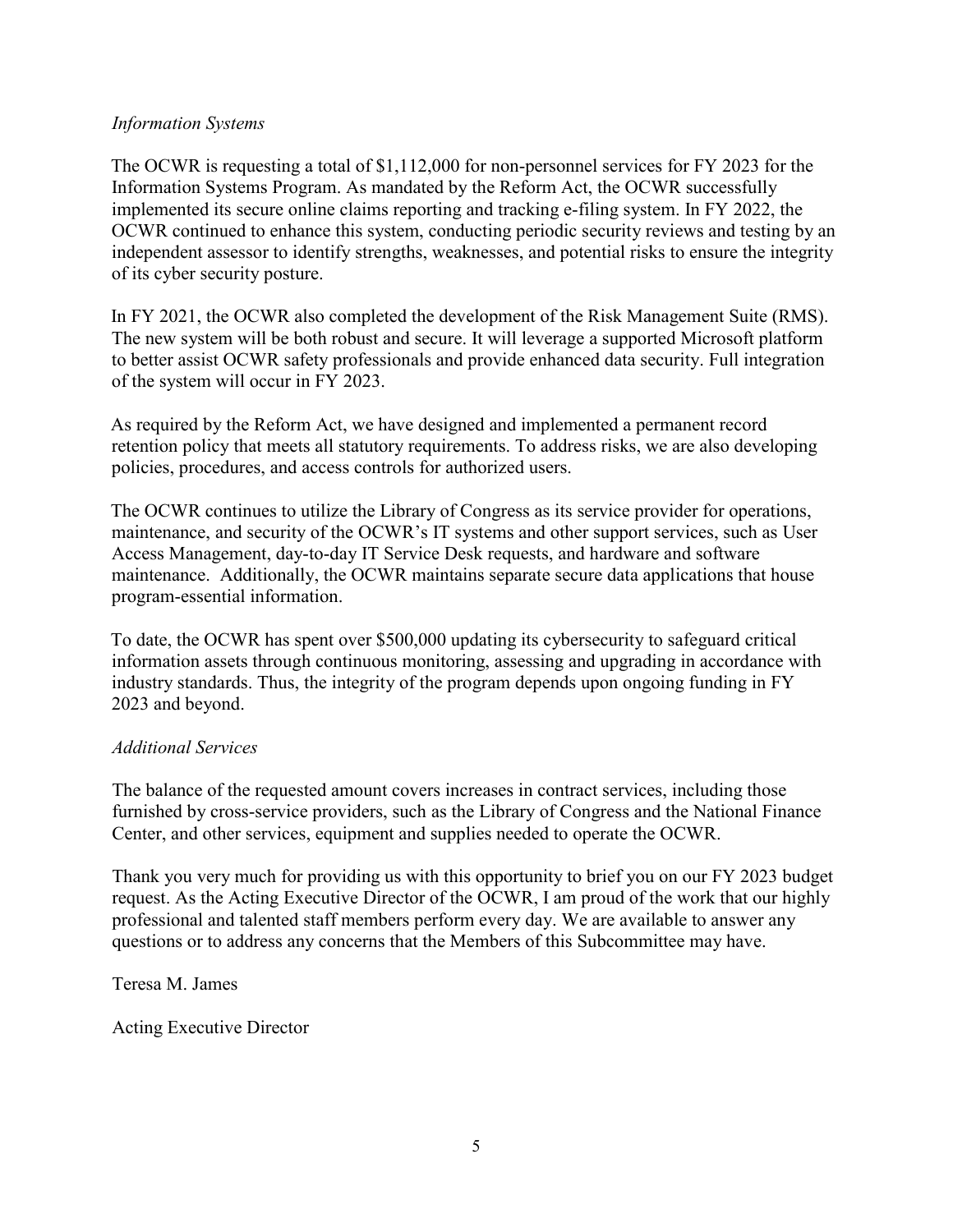*Information Systems*

The OCWR is requesting a total of $1,112,000 for non-personnel services for FY 2023 for the Information Systems Program. As mandated by the Reform Act, the OCWR successfully implemented its secure online claims reporting and tracking e-filing system. In FY 2022, the OCWR continued to enhance this system, conducting periodic security reviews and testing by an independent assessor to identify strengths, weaknesses, and potential risks to ensure the integrity of its cyber security posture.

In FY 2021, the OCWR also completed the development of the Risk Management Suite (RMS). The new system will be both robust and secure. It will leverage a supported Microsoft platform to better assist OCWR safety professionals and provide enhanced data security. Full integration of the system will occur in FY 2023.

As required by the Reform Act, we have designed and implemented a permanent record retention policy that meets all statutory requirements. To address risks, we are also developing policies, procedures, and access controls for authorized users.

The OCWR continues to utilize the Library of Congress as its service provider for operations, maintenance, and security of the OCWR's IT systems and other support services, such as User Access Management, day-to-day IT Service Desk requests, and hardware and software maintenance. Additionally, the OCWR maintains separate secure data applications that house program-essential information.

To date, the OCWR has spent over $500,000 updating its cybersecurity to safeguard critical information assets through continuous monitoring, assessing and upgrading in accordance with industry standards. Thus, the integrity of the program depends upon ongoing funding in FY 2023 and beyond.

*Additional Services*

The balance of the requested amount covers increases in contract services, including those furnished by cross-service providers, such as the Library of Congress and the National Finance Center, and other services, equipment and supplies needed to operate the OCWR.

Thank you very much for providing us with this opportunity to brief you on our FY 2023 budget request. As the Acting Executive Director of the OCWR, I am proud of the work that our highly professional and talented staff members perform every day. We are available to answer any questions or to address any concerns that the Members of this Subcommittee may have.

Teresa M. James

Acting Executive Director